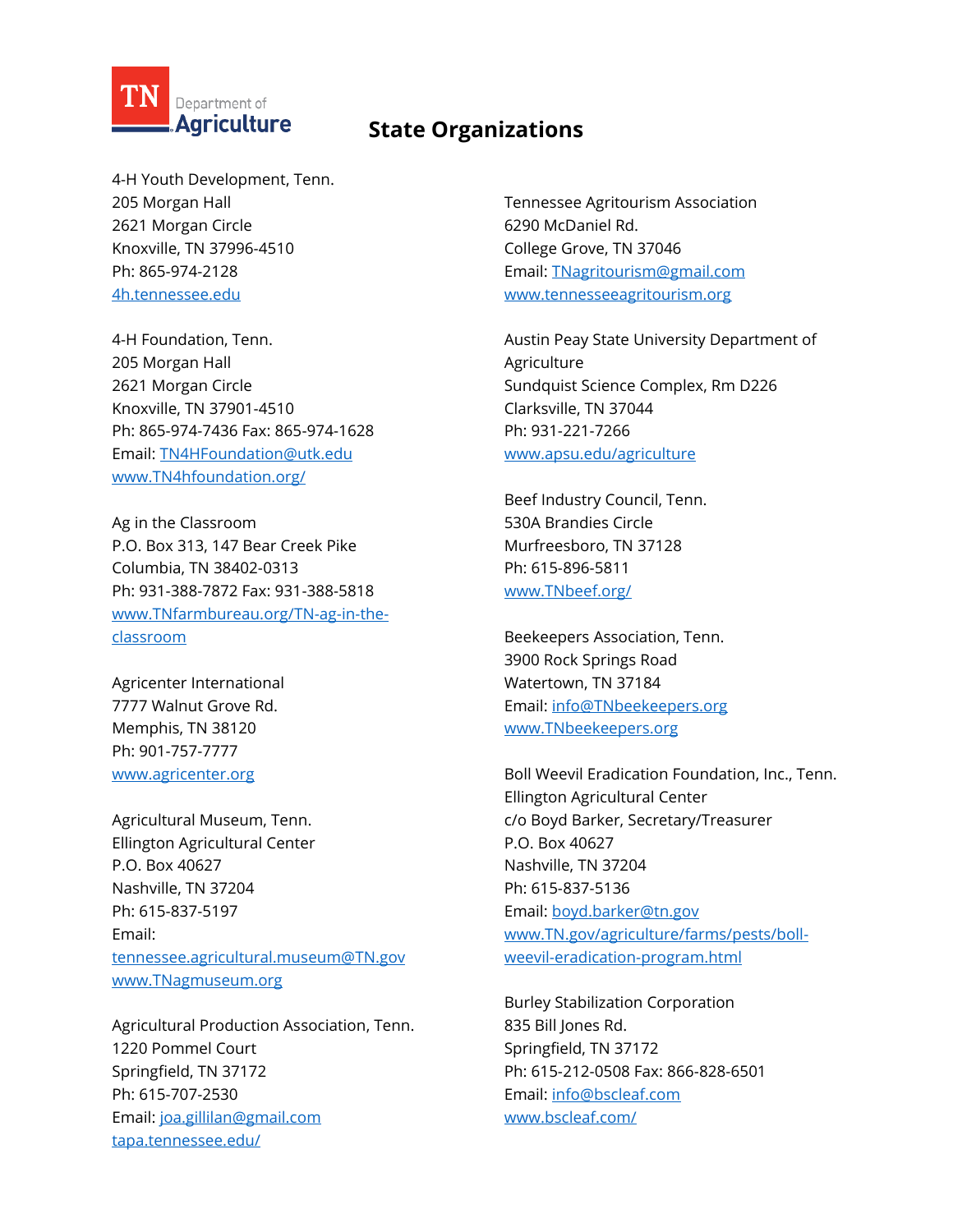# State Organizations

4-H Youth Development, Tenn.
205 Morgan Hall
2621 Morgan Circle
Knoxville, TN 37996-4510
Ph: 865-974-2128
4h.tennessee.edu

4-H Foundation, Tenn.
205 Morgan Hall
2621 Morgan Circle
Knoxville, TN 37901-4510
Ph: 865-974-7436 Fax: 865-974-1628
Email: TN4HFoundation@utk.edu
www.TN4hfoundation.org/

Ag in the Classroom
P.O. Box 313, 147 Bear Creek Pike
Columbia, TN 38402-0313
Ph: 931-388-7872 Fax: 931-388-5818
www.TNfarmbureau.org/TN-ag-in-the-classroom

Agricenter International
7777 Walnut Grove Rd.
Memphis, TN 38120
Ph: 901-757-7777
www.agricenter.org

Agricultural Museum, Tenn.
Ellington Agricultural Center
P.O. Box 40627
Nashville, TN 37204
Ph: 615-837-5197
Email:
tennessee.agricultural.museum@TN.gov
www.TNagmuseum.org

Agricultural Production Association, Tenn.
1220 Pommel Court
Springfield, TN 37172
Ph: 615-707-2530
Email: joa.gillilan@gmail.com
tapa.tennessee.edu/

Tennessee Agritourism Association
6290 McDaniel Rd.
College Grove, TN 37046
Email: TNagritourism@gmail.com
www.tennesseeagritourism.org

Austin Peay State University Department of Agriculture
Sundquist Science Complex, Rm D226
Clarksville, TN 37044
Ph: 931-221-7266
www.apsu.edu/agriculture

Beef Industry Council, Tenn.
530A Brandies Circle
Murfreesboro, TN 37128
Ph: 615-896-5811
www.TNbeef.org/

Beekeepers Association, Tenn.
3900 Rock Springs Road
Watertown, TN 37184
Email: info@TNbeekeepers.org
www.TNbeekeepers.org

Boll Weevil Eradication Foundation, Inc., Tenn.
Ellington Agricultural Center
c/o Boyd Barker, Secretary/Treasurer
P.O. Box 40627
Nashville, TN 37204
Ph: 615-837-5136
Email: boyd.barker@tn.gov
www.TN.gov/agriculture/farms/pests/boll-weevil-eradication-program.html

Burley Stabilization Corporation
835 Bill Jones Rd.
Springfield, TN 37172
Ph: 615-212-0508 Fax: 866-828-6501
Email: info@bscleaf.com
www.bscleaf.com/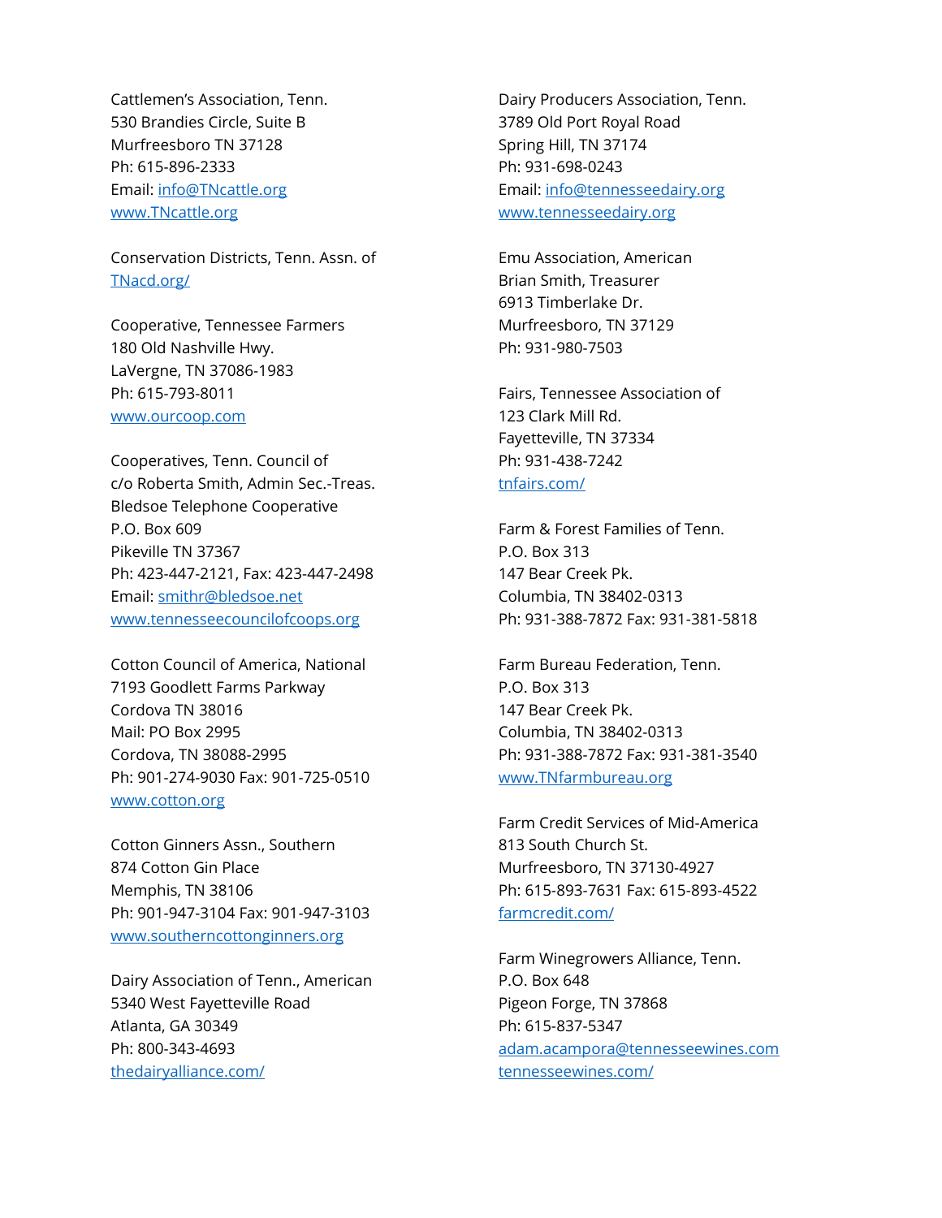Cattlemen's Association, Tenn.
530 Brandies Circle, Suite B
Murfreesboro TN 37128
Ph: 615-896-2333
Email: info@TNcattle.org
www.TNcattle.org

Conservation Districts, Tenn. Assn. of
TNacd.org/

Cooperative, Tennessee Farmers
180 Old Nashville Hwy.
LaVergne, TN 37086-1983
Ph: 615-793-8011
www.ourcoop.com

Cooperatives, Tenn. Council of
c/o Roberta Smith, Admin Sec.-Treas.
Bledsoe Telephone Cooperative
P.O. Box 609
Pikeville TN 37367
Ph: 423-447-2121, Fax: 423-447-2498
Email: smithr@bledsoe.net
www.tennesseecouncilofcoops.org

Cotton Council of America, National
7193 Goodlett Farms Parkway
Cordova TN 38016
Mail: PO Box 2995
Cordova, TN 38088-2995
Ph: 901-274-9030 Fax: 901-725-0510
www.cotton.org

Cotton Ginners Assn., Southern
874 Cotton Gin Place
Memphis, TN 38106
Ph: 901-947-3104 Fax: 901-947-3103
www.southerncottonginners.org

Dairy Association of Tenn., American
5340 West Fayetteville Road
Atlanta, GA 30349
Ph: 800-343-4693
thedairyalliance.com/

Dairy Producers Association, Tenn.
3789 Old Port Royal Road
Spring Hill, TN 37174
Ph: 931-698-0243
Email: info@tennesseedairy.org
www.tennesseedairy.org

Emu Association, American
Brian Smith, Treasurer
6913 Timberlake Dr.
Murfreesboro, TN 37129
Ph: 931-980-7503

Fairs, Tennessee Association of
123 Clark Mill Rd.
Fayetteville, TN 37334
Ph: 931-438-7242
tnfairs.com/

Farm & Forest Families of Tenn.
P.O. Box 313
147 Bear Creek Pk.
Columbia, TN 38402-0313
Ph: 931-388-7872 Fax: 931-381-5818

Farm Bureau Federation, Tenn.
P.O. Box 313
147 Bear Creek Pk.
Columbia, TN 38402-0313
Ph: 931-388-7872 Fax: 931-381-3540
www.TNfarmbureau.org

Farm Credit Services of Mid-America
813 South Church St.
Murfreesboro, TN 37130-4927
Ph: 615-893-7631 Fax: 615-893-4522
farmcredit.com/

Farm Winegrowers Alliance, Tenn.
P.O. Box 648
Pigeon Forge, TN 37868
Ph: 615-837-5347
adam.acampora@tennesseewines.com
tennesseewines.com/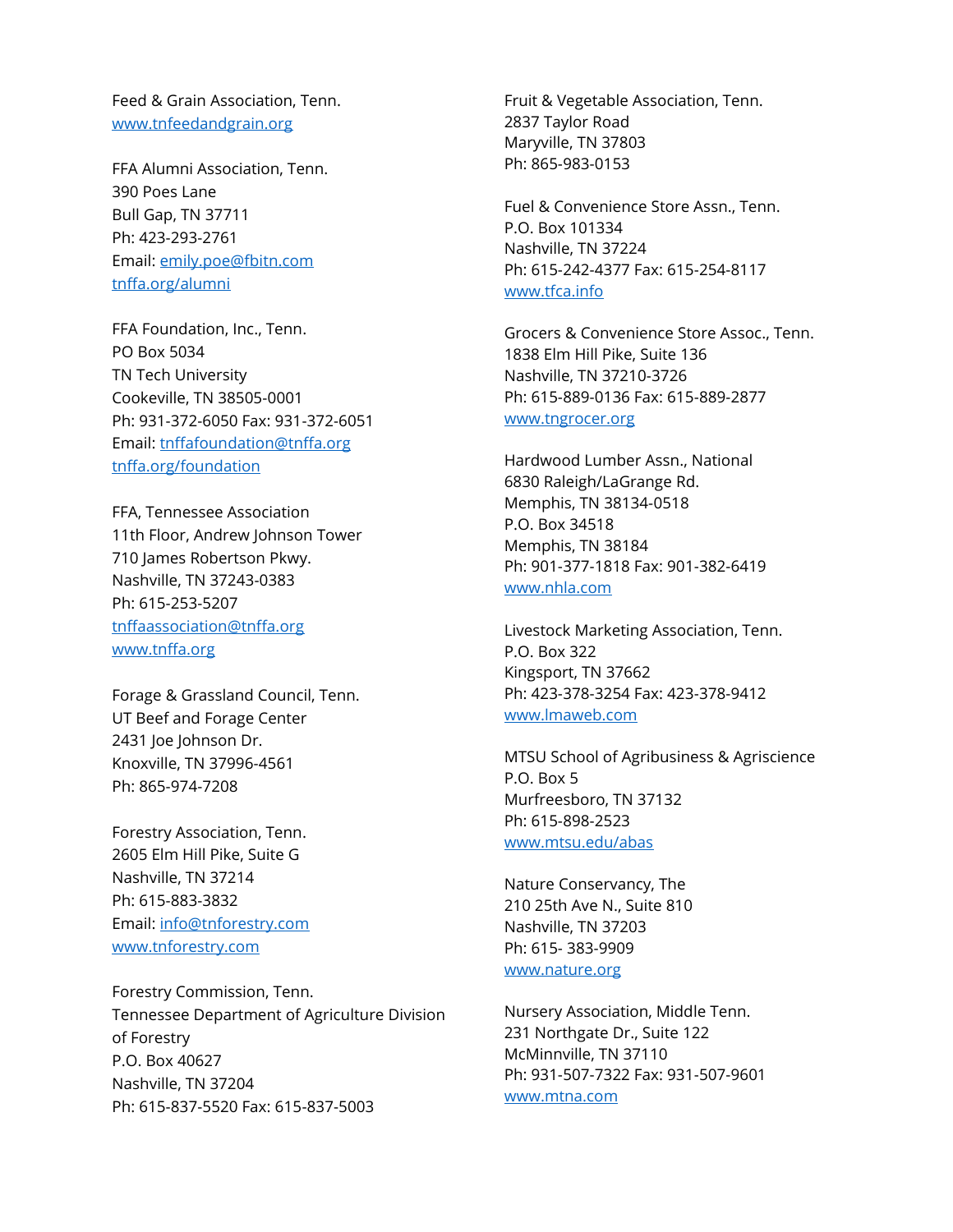Feed & Grain Association, Tenn.
www.tnfeedandgrain.org

FFA Alumni Association, Tenn.
390 Poes Lane
Bull Gap, TN 37711
Ph: 423-293-2761
Email: emily.poe@fbitn.com
tnffa.org/alumni

FFA Foundation, Inc., Tenn.
PO Box 5034
TN Tech University
Cookeville, TN 38505-0001
Ph: 931-372-6050 Fax: 931-372-6051
Email: tnffafoundation@tnffa.org
tnffa.org/foundation

FFA, Tennessee Association
11th Floor, Andrew Johnson Tower
710 James Robertson Pkwy.
Nashville, TN 37243-0383
Ph: 615-253-5207
tnffaassociation@tnffa.org
www.tnffa.org

Forage & Grassland Council, Tenn.
UT Beef and Forage Center
2431 Joe Johnson Dr.
Knoxville, TN 37996-4561
Ph: 865-974-7208

Forestry Association, Tenn.
2605 Elm Hill Pike, Suite G
Nashville, TN 37214
Ph: 615-883-3832
Email: info@tnforestry.com
www.tnforestry.com

Forestry Commission, Tenn.
Tennessee Department of Agriculture Division of Forestry
P.O. Box 40627
Nashville, TN 37204
Ph: 615-837-5520 Fax: 615-837-5003

Fruit & Vegetable Association, Tenn.
2837 Taylor Road
Maryville, TN 37803
Ph: 865-983-0153

Fuel & Convenience Store Assn., Tenn.
P.O. Box 101334
Nashville, TN 37224
Ph: 615-242-4377 Fax: 615-254-8117
www.tfca.info

Grocers & Convenience Store Assoc., Tenn.
1838 Elm Hill Pike, Suite 136
Nashville, TN 37210-3726
Ph: 615-889-0136 Fax: 615-889-2877
www.tngrocer.org

Hardwood Lumber Assn., National
6830 Raleigh/LaGrange Rd.
Memphis, TN 38134-0518
P.O. Box 34518
Memphis, TN 38184
Ph: 901-377-1818 Fax: 901-382-6419
www.nhla.com

Livestock Marketing Association, Tenn.
P.O. Box 322
Kingsport, TN 37662
Ph: 423-378-3254 Fax: 423-378-9412
www.lmaweb.com

MTSU School of Agribusiness & Agriscience
P.O. Box 5
Murfreesboro, TN 37132
Ph: 615-898-2523
www.mtsu.edu/abas

Nature Conservancy, The
210 25th Ave N., Suite 810
Nashville, TN 37203
Ph: 615- 383-9909
www.nature.org

Nursery Association, Middle Tenn.
231 Northgate Dr., Suite 122
McMinnville, TN 37110
Ph: 931-507-7322 Fax: 931-507-9601
www.mtna.com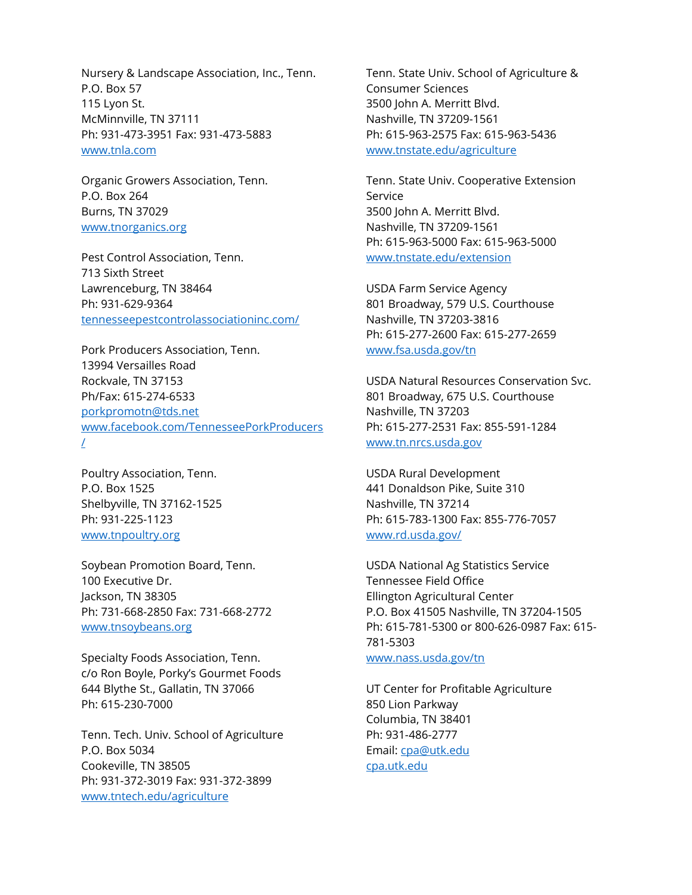Nursery & Landscape Association, Inc., Tenn.
P.O. Box 57
115 Lyon St.
McMinnville, TN 37111
Ph: 931-473-3951 Fax: 931-473-5883
www.tnla.com

Organic Growers Association, Tenn.
P.O. Box 264
Burns, TN 37029
www.tnorganics.org

Pest Control Association, Tenn.
713 Sixth Street
Lawrenceburg, TN 38464
Ph: 931-629-9364
tennesseepestcontrolassociationinc.com/

Pork Producers Association, Tenn.
13994 Versailles Road
Rockvale, TN 37153
Ph/Fax: 615-274-6533
porkpromotn@tds.net
www.facebook.com/TennesseePorkProducers/

Poultry Association, Tenn.
P.O. Box 1525
Shelbyville, TN 37162-1525
Ph: 931-225-1123
www.tnpoultry.org

Soybean Promotion Board, Tenn.
100 Executive Dr.
Jackson, TN 38305
Ph: 731-668-2850 Fax: 731-668-2772
www.tnsoybeans.org

Specialty Foods Association, Tenn.
c/o Ron Boyle, Porky's Gourmet Foods
644 Blythe St., Gallatin, TN 37066
Ph: 615-230-7000

Tenn. Tech. Univ. School of Agriculture
P.O. Box 5034
Cookeville, TN 38505
Ph: 931-372-3019 Fax: 931-372-3899
www.tntech.edu/agriculture

Tenn. State Univ. School of Agriculture & Consumer Sciences
3500 John A. Merritt Blvd.
Nashville, TN 37209-1561
Ph: 615-963-2575 Fax: 615-963-5436
www.tnstate.edu/agriculture

Tenn. State Univ. Cooperative Extension Service
3500 John A. Merritt Blvd.
Nashville, TN 37209-1561
Ph: 615-963-5000 Fax: 615-963-5000
www.tnstate.edu/extension

USDA Farm Service Agency
801 Broadway, 579 U.S. Courthouse
Nashville, TN 37203-3816
Ph: 615-277-2600 Fax: 615-277-2659
www.fsa.usda.gov/tn

USDA Natural Resources Conservation Svc.
801 Broadway, 675 U.S. Courthouse
Nashville, TN 37203
Ph: 615-277-2531 Fax: 855-591-1284
www.tn.nrcs.usda.gov

USDA Rural Development
441 Donaldson Pike, Suite 310
Nashville, TN 37214
Ph: 615-783-1300 Fax: 855-776-7057
www.rd.usda.gov/

USDA National Ag Statistics Service
Tennessee Field Office
Ellington Agricultural Center
P.O. Box 41505 Nashville, TN 37204-1505
Ph: 615-781-5300 or 800-626-0987 Fax: 615-781-5303
www.nass.usda.gov/tn

UT Center for Profitable Agriculture
850 Lion Parkway
Columbia, TN 38401
Ph: 931-486-2777
Email: cpa@utk.edu
cpa.utk.edu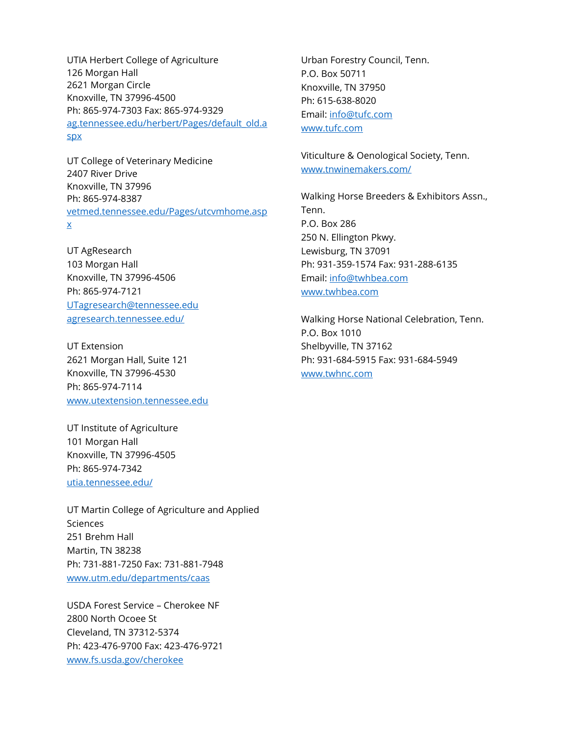UTIA Herbert College of Agriculture
126 Morgan Hall
2621 Morgan Circle
Knoxville, TN 37996-4500
Ph: 865-974-7303 Fax: 865-974-9329
ag.tennessee.edu/herbert/Pages/default_old.aspx

UT College of Veterinary Medicine
2407 River Drive
Knoxville, TN 37996
Ph: 865-974-8387
vetmed.tennessee.edu/Pages/utcvmhome.aspx

UT AgResearch
103 Morgan Hall
Knoxville, TN 37996-4506
Ph: 865-974-7121
UTagresearch@tennessee.edu
agresearch.tennessee.edu/

UT Extension
2621 Morgan Hall, Suite 121
Knoxville, TN 37996-4530
Ph: 865-974-7114
www.utextension.tennessee.edu

UT Institute of Agriculture
101 Morgan Hall
Knoxville, TN 37996-4505
Ph: 865-974-7342
utia.tennessee.edu/

UT Martin College of Agriculture and Applied Sciences
251 Brehm Hall
Martin, TN 38238
Ph: 731-881-7250 Fax: 731-881-7948
www.utm.edu/departments/caas

USDA Forest Service – Cherokee NF
2800 North Ocoee St
Cleveland, TN 37312-5374
Ph: 423-476-9700 Fax: 423-476-9721
www.fs.usda.gov/cherokee

Urban Forestry Council, Tenn.
P.O. Box 50711
Knoxville, TN 37950
Ph: 615-638-8020
Email: info@tufc.com
www.tufc.com

Viticulture & Oenological Society, Tenn.
www.tnwinemakers.com/

Walking Horse Breeders & Exhibitors Assn., Tenn.
P.O. Box 286
250 N. Ellington Pkwy.
Lewisburg, TN 37091
Ph: 931-359-1574 Fax: 931-288-6135
Email: info@twhbea.com
www.twhbea.com

Walking Horse National Celebration, Tenn.
P.O. Box 1010
Shelbyville, TN 37162
Ph: 931-684-5915 Fax: 931-684-5949
www.twhnc.com